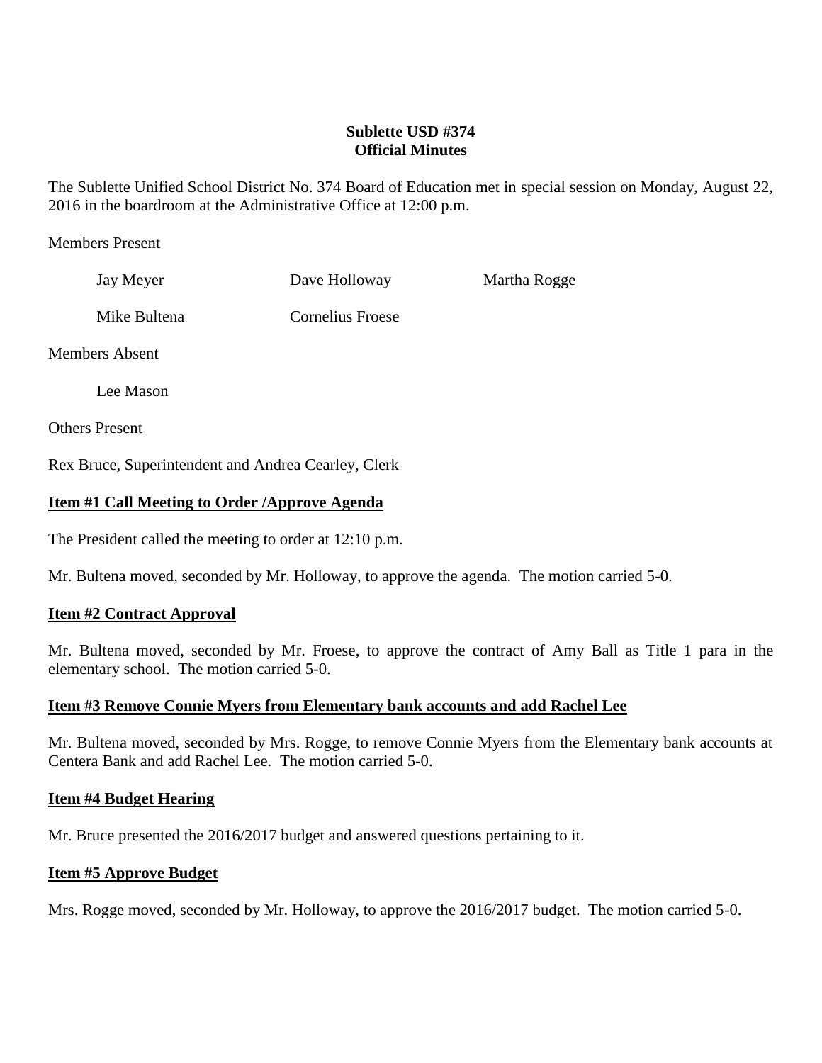# Sublette USD #374
## Official Minutes

The Sublette Unified School District No. 374 Board of Education met in special session on Monday, August 22, 2016 in the boardroom at the Administrative Office at 12:00 p.m.

Members Present

Jay Meyer    Dave Holloway    Martha Rogge

Mike Bultena    Cornelius Froese

Members Absent

Lee Mason

Others Present

Rex Bruce, Superintendent and Andrea Cearley, Clerk

**Item #1 Call Meeting to Order /Approve Agenda**

The President called the meeting to order at 12:10 p.m.

Mr. Bultena moved, seconded by Mr. Holloway, to approve the agenda. The motion carried 5-0.

**Item #2 Contract Approval**

Mr. Bultena moved, seconded by Mr. Froese, to approve the contract of Amy Ball as Title 1 para in the elementary school. The motion carried 5-0.

**Item #3 Remove Connie Myers from Elementary bank accounts and add Rachel Lee**

Mr. Bultena moved, seconded by Mrs. Rogge, to remove Connie Myers from the Elementary bank accounts at Centera Bank and add Rachel Lee. The motion carried 5-0.

**Item #4 Budget Hearing**

Mr. Bruce presented the 2016/2017 budget and answered questions pertaining to it.

**Item #5 Approve Budget**

Mrs. Rogge moved, seconded by Mr. Holloway, to approve the 2016/2017 budget. The motion carried 5-0.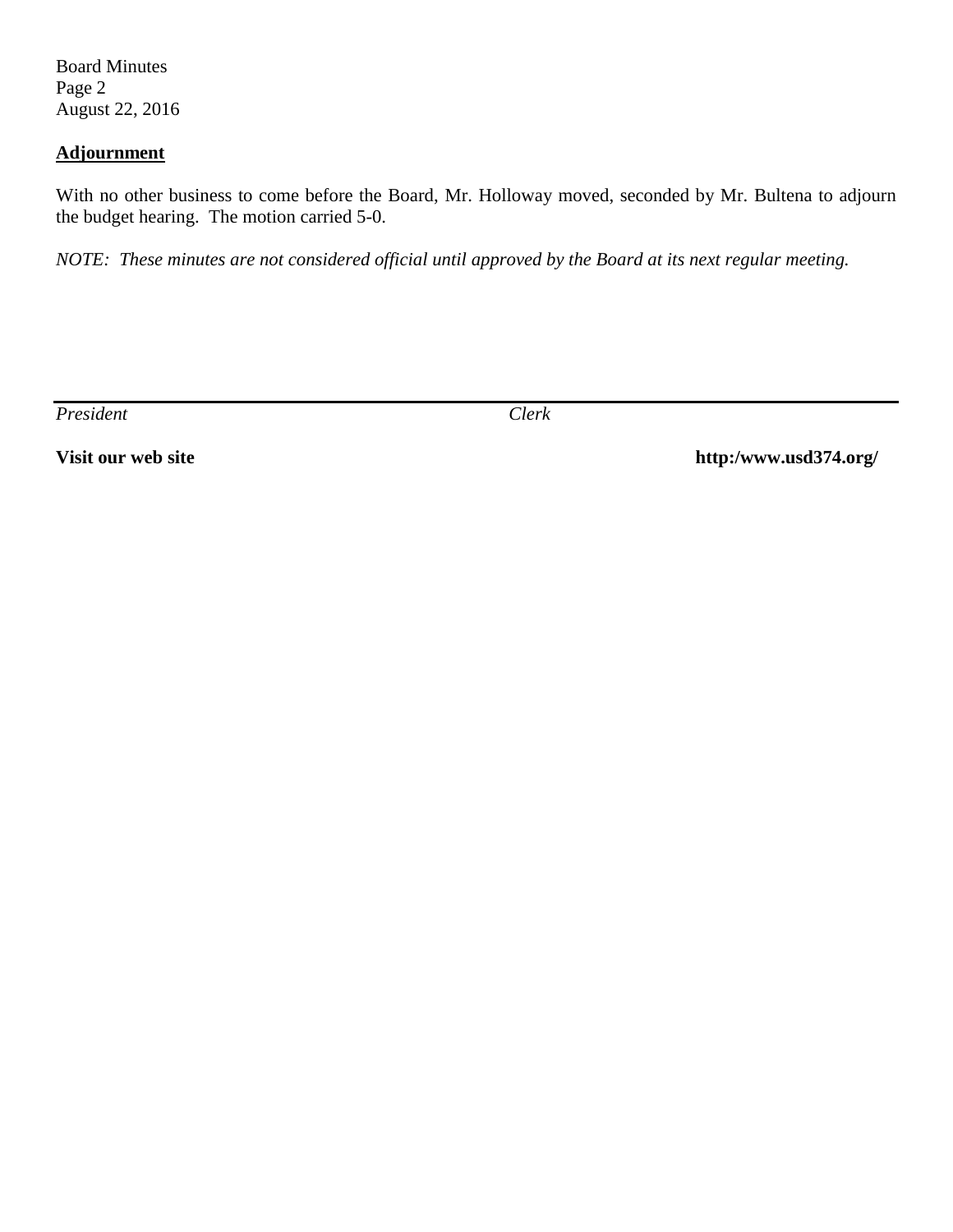## Adjournment

With no other business to come before the Board, Mr. Holloway moved, seconded by Mr. Bultena to adjourn the budget hearing. The motion carried 5-0.

*NOTE: These minutes are not considered official until approved by the Board at its next regular meeting.*

*President* *Clerk*

**Visit our web site** **http:/www.usd374.org/**